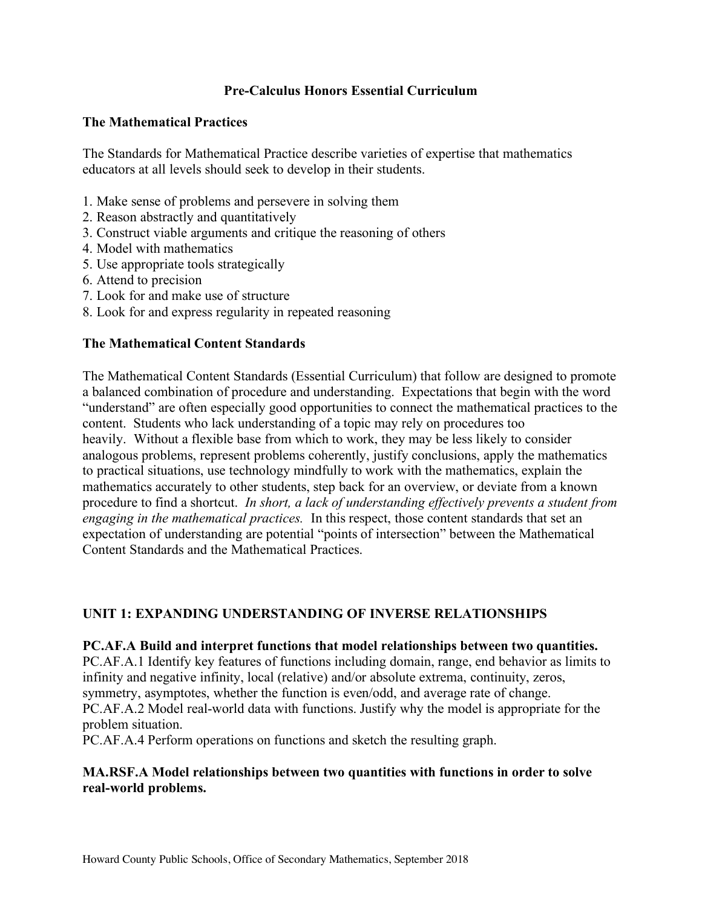# Pre-Calculus Honors Essential Curriculum

## The Mathematical Practices

The Standards for Mathematical Practice describe varieties of expertise that mathematics educators at all levels should seek to develop in their students.

1. Make sense of problems and persevere in solving them
2. Reason abstractly and quantitatively
3. Construct viable arguments and critique the reasoning of others
4. Model with mathematics
5. Use appropriate tools strategically
6. Attend to precision
7. Look for and make use of structure
8. Look for and express regularity in repeated reasoning

## The Mathematical Content Standards

The Mathematical Content Standards (Essential Curriculum) that follow are designed to promote a balanced combination of procedure and understanding. Expectations that begin with the word "understand" are often especially good opportunities to connect the mathematical practices to the content. Students who lack understanding of a topic may rely on procedures too heavily. Without a flexible base from which to work, they may be less likely to consider analogous problems, represent problems coherently, justify conclusions, apply the mathematics to practical situations, use technology mindfully to work with the mathematics, explain the mathematics accurately to other students, step back for an overview, or deviate from a known procedure to find a shortcut. *In short, a lack of understanding effectively prevents a student from engaging in the mathematical practices.* In this respect, those content standards that set an expectation of understanding are potential "points of intersection" between the Mathematical Content Standards and the Mathematical Practices.

## UNIT 1: EXPANDING UNDERSTANDING OF INVERSE RELATIONSHIPS

**PC.AF.A Build and interpret functions that model relationships between two quantities.**

PC.AF.A.1 Identify key features of functions including domain, range, end behavior as limits to infinity and negative infinity, local (relative) and/or absolute extrema, continuity, zeros, symmetry, asymptotes, whether the function is even/odd, and average rate of change.

PC.AF.A.2 Model real-world data with functions. Justify why the model is appropriate for the problem situation.

PC.AF.A.4 Perform operations on functions and sketch the resulting graph.

**MA.RSF.A Model relationships between two quantities with functions in order to solve real-world problems.**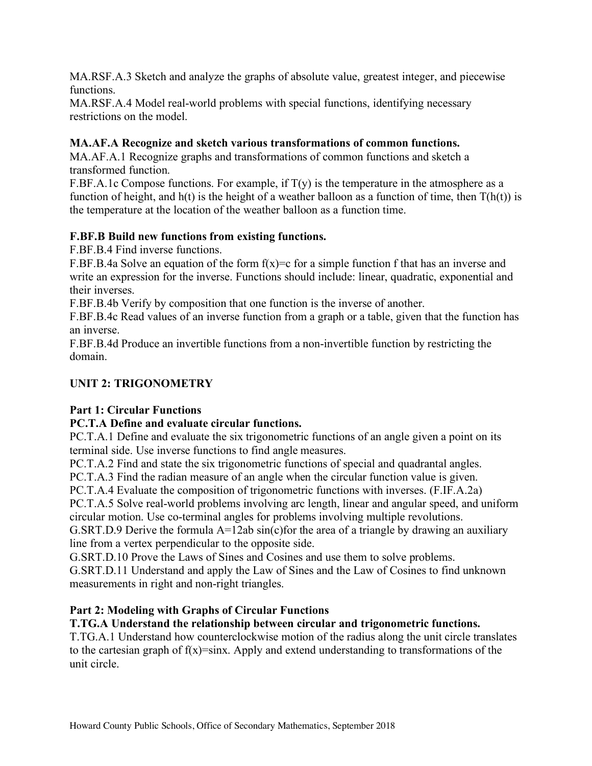MA.RSF.A.3 Sketch and analyze the graphs of absolute value, greatest integer, and piecewise functions.

MA.RSF.A.4 Model real-world problems with special functions, identifying necessary restrictions on the model.

**MA.AF.A Recognize and sketch various transformations of common functions.**

MA.AF.A.1 Recognize graphs and transformations of common functions and sketch a transformed function.

F.BF.A.1c Compose functions. For example, if $T(y)$ is the temperature in the atmosphere as a function of height, and $h(t)$ is the height of a weather balloon as a function of time, then $T(h(t))$ is the temperature at the location of the weather balloon as a function time.

**F.BF.B Build new functions from existing functions.**

F.BF.B.4 Find inverse functions.

F.BF.B.4a Solve an equation of the form $f(x)=c$ for a simple function f that has an inverse and write an expression for the inverse. Functions should include: linear, quadratic, exponential and their inverses.

F.BF.B.4b Verify by composition that one function is the inverse of another.

F.BF.B.4c Read values of an inverse function from a graph or a table, given that the function has an inverse.

F.BF.B.4d Produce an invertible functions from a non-invertible function by restricting the domain.

## UNIT 2: TRIGONOMETRY

### Part 1: Circular Functions

**PC.T.A Define and evaluate circular functions.**

PC.T.A.1 Define and evaluate the six trigonometric functions of an angle given a point on its terminal side. Use inverse functions to find angle measures.

PC.T.A.2 Find and state the six trigonometric functions of special and quadrantal angles.

PC.T.A.3 Find the radian measure of an angle when the circular function value is given.

PC.T.A.4 Evaluate the composition of trigonometric functions with inverses. (F.IF.A.2a)

PC.T.A.5 Solve real-world problems involving arc length, linear and angular speed, and uniform circular motion. Use co-terminal angles for problems involving multiple revolutions.

G.SRT.D.9 Derive the formula $A=12ab\sin(c)$for the area of a triangle by drawing an auxiliary line from a vertex perpendicular to the opposite side.

G.SRT.D.10 Prove the Laws of Sines and Cosines and use them to solve problems.

G.SRT.D.11 Understand and apply the Law of Sines and the Law of Cosines to find unknown measurements in right and non-right triangles.

### Part 2: Modeling with Graphs of Circular Functions

**T.TG.A Understand the relationship between circular and trigonometric functions.**

T.TG.A.1 Understand how counterclockwise motion of the radius along the unit circle translates to the cartesian graph of $f(x)=\sin x$. Apply and extend understanding to transformations of the unit circle.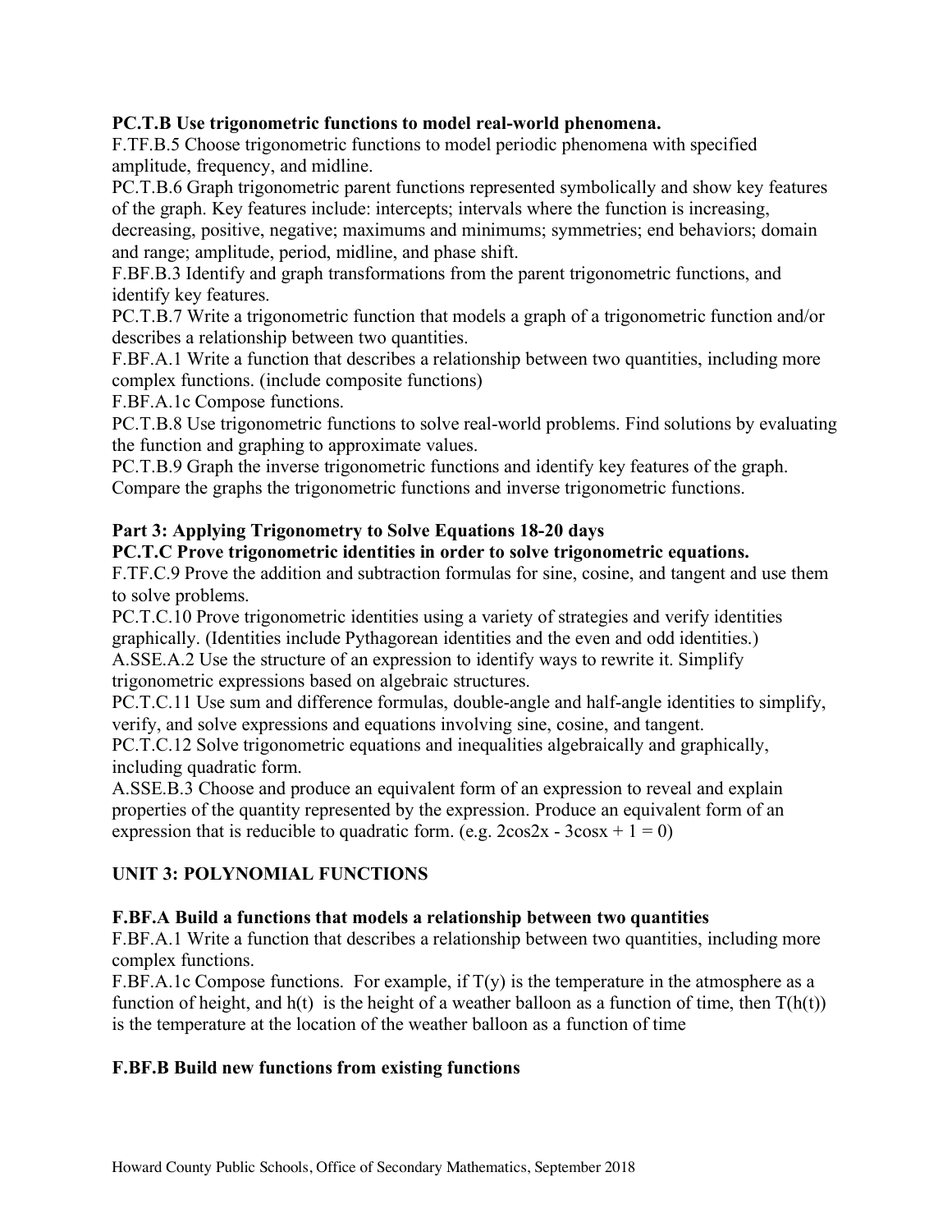**PC.T.B Use trigonometric functions to model real-world phenomena.**

F.TF.B.5 Choose trigonometric functions to model periodic phenomena with specified amplitude, frequency, and midline.

PC.T.B.6 Graph trigonometric parent functions represented symbolically and show key features of the graph. Key features include: intercepts; intervals where the function is increasing, decreasing, positive, negative; maximums and minimums; symmetries; end behaviors; domain and range; amplitude, period, midline, and phase shift.

F.BF.B.3 Identify and graph transformations from the parent trigonometric functions, and identify key features.

PC.T.B.7 Write a trigonometric function that models a graph of a trigonometric function and/or describes a relationship between two quantities.

F.BF.A.1 Write a function that describes a relationship between two quantities, including more complex functions. (include composite functions)

F.BF.A.1c Compose functions.

PC.T.B.8 Use trigonometric functions to solve real-world problems. Find solutions by evaluating the function and graphing to approximate values.

PC.T.B.9 Graph the inverse trigonometric functions and identify key features of the graph. Compare the graphs the trigonometric functions and inverse trigonometric functions.

**Part 3: Applying Trigonometry to Solve Equations 18-20 days**

**PC.T.C Prove trigonometric identities in order to solve trigonometric equations.**

F.TF.C.9 Prove the addition and subtraction formulas for sine, cosine, and tangent and use them to solve problems.

PC.T.C.10 Prove trigonometric identities using a variety of strategies and verify identities graphically. (Identities include Pythagorean identities and the even and odd identities.)

A.SSE.A.2 Use the structure of an expression to identify ways to rewrite it. Simplify trigonometric expressions based on algebraic structures.

PC.T.C.11 Use sum and difference formulas, double-angle and half-angle identities to simplify, verify, and solve expressions and equations involving sine, cosine, and tangent.

PC.T.C.12 Solve trigonometric equations and inequalities algebraically and graphically, including quadratic form.

A.SSE.B.3 Choose and produce an equivalent form of an expression to reveal and explain properties of the quantity represented by the expression. Produce an equivalent form of an expression that is reducible to quadratic form. (e.g. $2\cos 2x - 3\cos x + 1 = 0$)

## UNIT 3: POLYNOMIAL FUNCTIONS

**F.BF.A Build a functions that models a relationship between two quantities**

F.BF.A.1 Write a function that describes a relationship between two quantities, including more complex functions.

F.BF.A.1c Compose functions. For example, if $T(y)$ is the temperature in the atmosphere as a function of height, and $h(t)$ is the height of a weather balloon as a function of time, then $T(h(t))$ is the temperature at the location of the weather balloon as a function of time

**F.BF.B Build new functions from existing functions**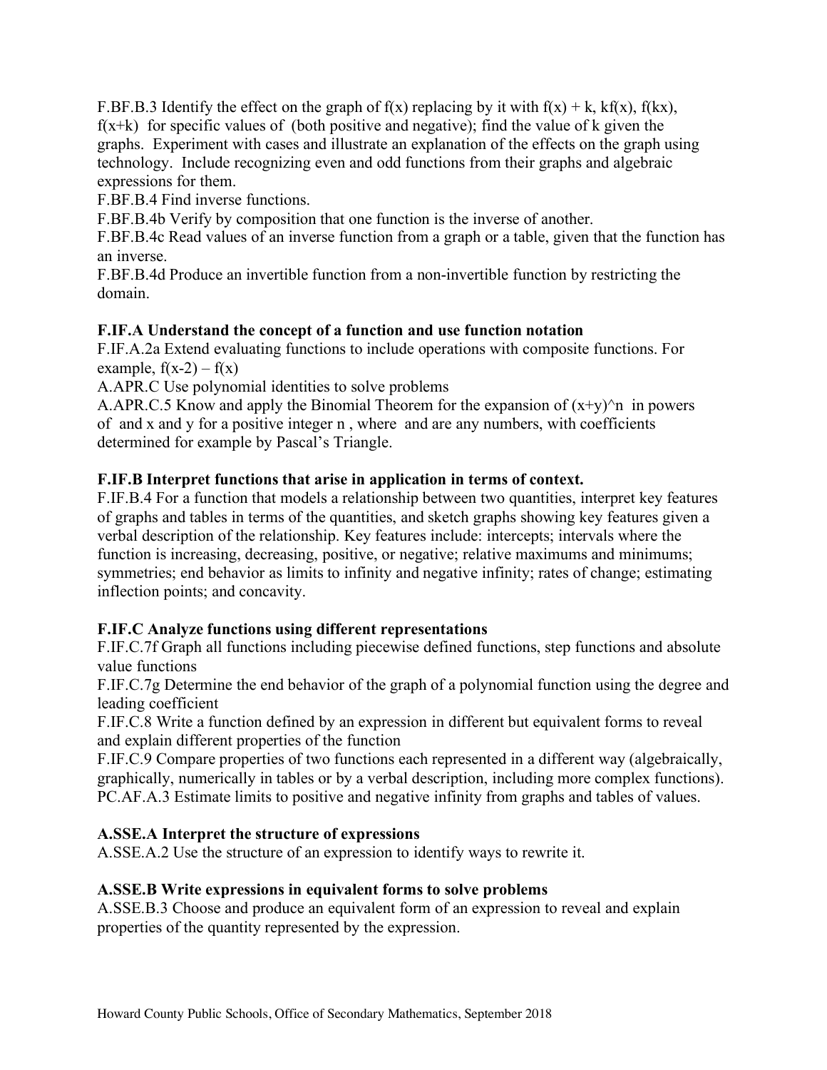F.BF.B.3 Identify the effect on the graph of $f(x)$ replacing by it with $f(x) + k$, $kf(x)$, $f(kx)$, $f(x+k)$ for specific values of (both positive and negative); find the value of k given the graphs. Experiment with cases and illustrate an explanation of the effects on the graph using technology. Include recognizing even and odd functions from their graphs and algebraic expressions for them.

F.BF.B.4 Find inverse functions.

F.BF.B.4b Verify by composition that one function is the inverse of another.

F.BF.B.4c Read values of an inverse function from a graph or a table, given that the function has an inverse.

F.BF.B.4d Produce an invertible function from a non-invertible function by restricting the domain.

**F.IF.A Understand the concept of a function and use function notation**

F.IF.A.2a Extend evaluating functions to include operations with composite functions. For example, $f(x-2) – f(x)$

A.APR.C Use polynomial identities to solve problems

A.APR.C.5 Know and apply the Binomial Theorem for the expansion of $(x+y)^n$ in powers of and x and y for a positive integer n , where and are any numbers, with coefficients determined for example by Pascal's Triangle.

**F.IF.B Interpret functions that arise in application in terms of context.**

F.IF.B.4 For a function that models a relationship between two quantities, interpret key features of graphs and tables in terms of the quantities, and sketch graphs showing key features given a verbal description of the relationship. Key features include: intercepts; intervals where the function is increasing, decreasing, positive, or negative; relative maximums and minimums; symmetries; end behavior as limits to infinity and negative infinity; rates of change; estimating inflection points; and concavity.

**F.IF.C Analyze functions using different representations**

F.IF.C.7f Graph all functions including piecewise defined functions, step functions and absolute value functions

F.IF.C.7g Determine the end behavior of the graph of a polynomial function using the degree and leading coefficient

F.IF.C.8 Write a function defined by an expression in different but equivalent forms to reveal and explain different properties of the function

F.IF.C.9 Compare properties of two functions each represented in a different way (algebraically, graphically, numerically in tables or by a verbal description, including more complex functions).

PC.AF.A.3 Estimate limits to positive and negative infinity from graphs and tables of values.

**A.SSE.A Interpret the structure of expressions**

A.SSE.A.2 Use the structure of an expression to identify ways to rewrite it.

**A.SSE.B Write expressions in equivalent forms to solve problems**

A.SSE.B.3 Choose and produce an equivalent form of an expression to reveal and explain properties of the quantity represented by the expression.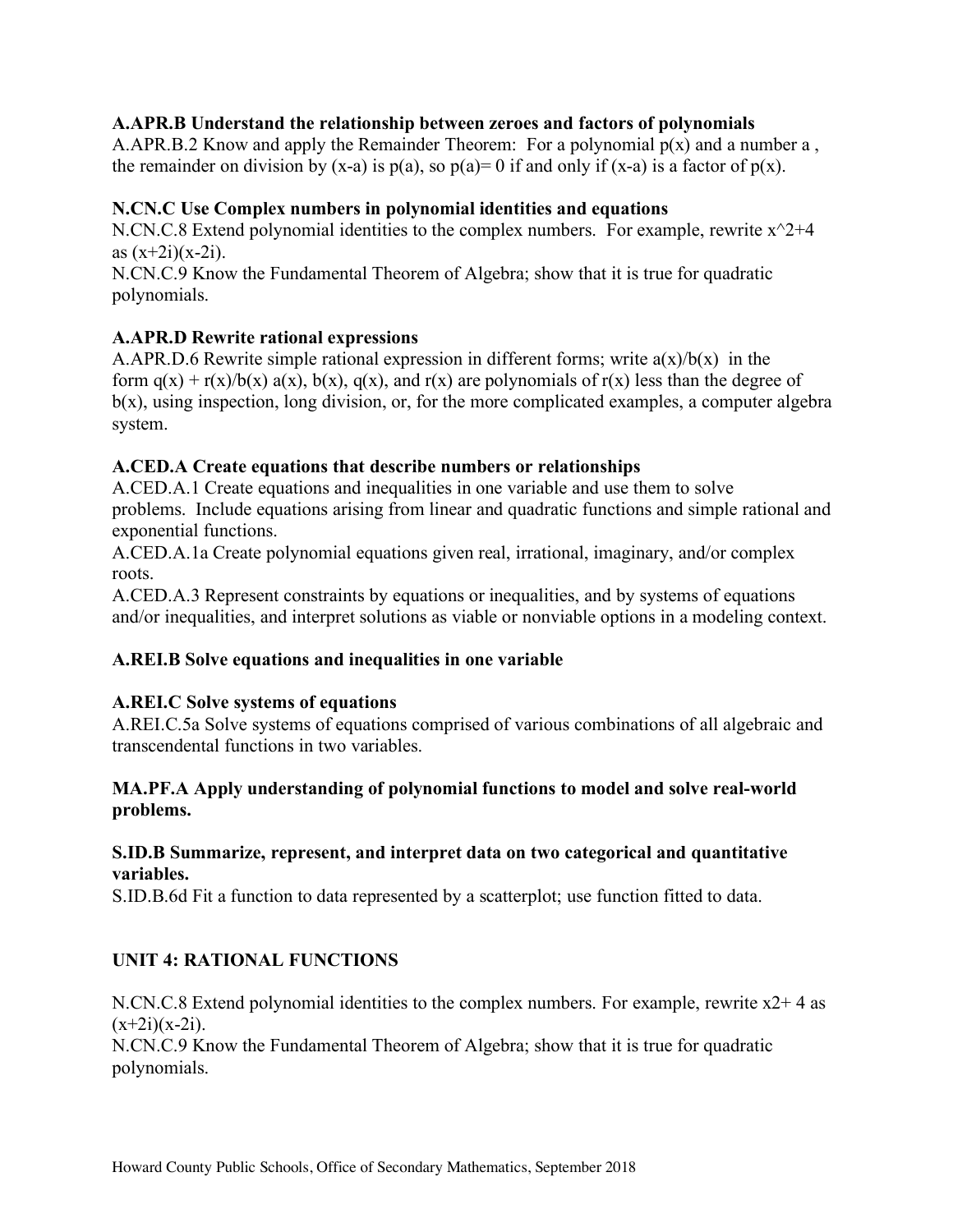**A.APR.B Understand the relationship between zeroes and factors of polynomials**

A.APR.B.2 Know and apply the Remainder Theorem: For a polynomial $p(x)$ and a number a , the remainder on division by $(x-a)$ is $p(a)$, so $p(a)= 0$ if and only if $(x-a)$ is a factor of $p(x)$.

**N.CN.C Use Complex numbers in polynomial identities and equations**

N.CN.C.8 Extend polynomial identities to the complex numbers. For example, rewrite $x^2+4$ as $(x+2i)(x-2i)$.

N.CN.C.9 Know the Fundamental Theorem of Algebra; show that it is true for quadratic polynomials.

**A.APR.D Rewrite rational expressions**

A.APR.D.6 Rewrite simple rational expression in different forms; write $a(x)/b(x)$ in the form $q(x) + r(x)/b(x)$ $a(x)$, $b(x)$, $q(x)$, and $r(x)$ are polynomials of $r(x)$ less than the degree of $b(x)$, using inspection, long division, or, for the more complicated examples, a computer algebra system.

**A.CED.A Create equations that describe numbers or relationships**

A.CED.A.1 Create equations and inequalities in one variable and use them to solve problems. Include equations arising from linear and quadratic functions and simple rational and exponential functions.

A.CED.A.1a Create polynomial equations given real, irrational, imaginary, and/or complex roots.

A.CED.A.3 Represent constraints by equations or inequalities, and by systems of equations and/or inequalities, and interpret solutions as viable or nonviable options in a modeling context.

**A.REI.B Solve equations and inequalities in one variable**

**A.REI.C Solve systems of equations**

A.REI.C.5a Solve systems of equations comprised of various combinations of all algebraic and transcendental functions in two variables.

**MA.PF.A Apply understanding of polynomial functions to model and solve real-world problems.**

**S.ID.B Summarize, represent, and interpret data on two categorical and quantitative variables.**

S.ID.B.6d Fit a function to data represented by a scatterplot; use function fitted to data.

## UNIT 4: RATIONAL FUNCTIONS

N.CN.C.8 Extend polynomial identities to the complex numbers. For example, rewrite x2+ 4 as $(x+2i)(x-2i)$.

N.CN.C.9 Know the Fundamental Theorem of Algebra; show that it is true for quadratic polynomials.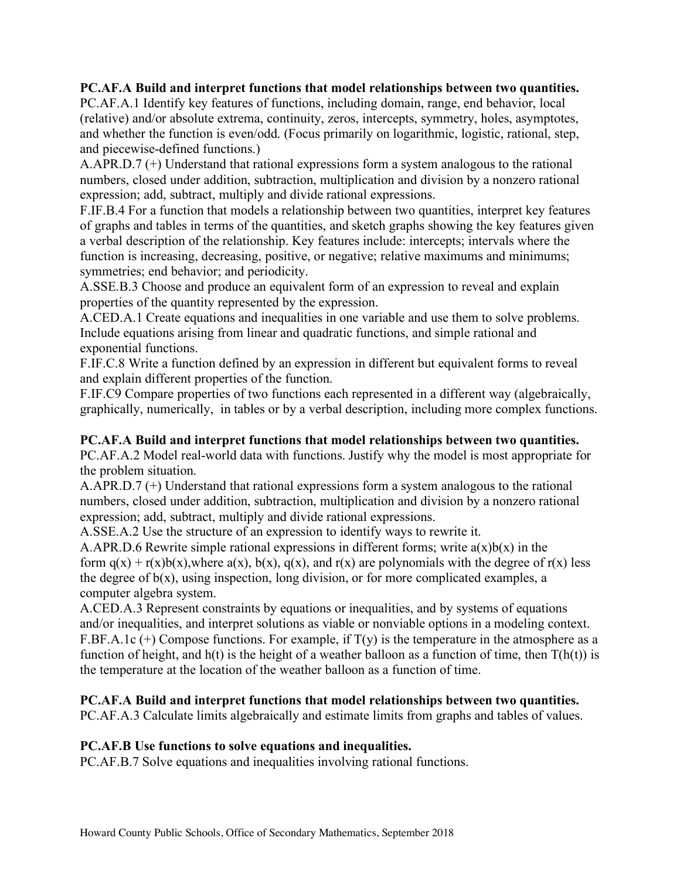**PC.AF.A Build and interpret functions that model relationships between two quantities.**

PC.AF.A.1 Identify key features of functions, including domain, range, end behavior, local (relative) and/or absolute extrema, continuity, zeros, intercepts, symmetry, holes, asymptotes, and whether the function is even/odd. (Focus primarily on logarithmic, logistic, rational, step, and piecewise-defined functions.)

A.APR.D.7 (+) Understand that rational expressions form a system analogous to the rational numbers, closed under addition, subtraction, multiplication and division by a nonzero rational expression; add, subtract, multiply and divide rational expressions.

F.IF.B.4 For a function that models a relationship between two quantities, interpret key features of graphs and tables in terms of the quantities, and sketch graphs showing the key features given a verbal description of the relationship. Key features include: intercepts; intervals where the function is increasing, decreasing, positive, or negative; relative maximums and minimums; symmetries; end behavior; and periodicity.

A.SSE.B.3 Choose and produce an equivalent form of an expression to reveal and explain properties of the quantity represented by the expression.

A.CED.A.1 Create equations and inequalities in one variable and use them to solve problems. Include equations arising from linear and quadratic functions, and simple rational and exponential functions.

F.IF.C.8 Write a function defined by an expression in different but equivalent forms to reveal and explain different properties of the function.

F.IF.C9 Compare properties of two functions each represented in a different way (algebraically, graphically, numerically, in tables or by a verbal description, including more complex functions.

**PC.AF.A Build and interpret functions that model relationships between two quantities.**

PC.AF.A.2 Model real-world data with functions. Justify why the model is most appropriate for the problem situation.

A.APR.D.7 (+) Understand that rational expressions form a system analogous to the rational numbers, closed under addition, subtraction, multiplication and division by a nonzero rational expression; add, subtract, multiply and divide rational expressions.

A.SSE.A.2 Use the structure of an expression to identify ways to rewrite it.

A.APR.D.6 Rewrite simple rational expressions in different forms; write $a(x)b(x)$ in the form $q(x) + r(x)b(x)$,where $a(x)$, $b(x)$, $q(x)$, and $r(x)$ are polynomials with the degree of $r(x)$ less the degree of $b(x)$, using inspection, long division, or for more complicated examples, a computer algebra system.

A.CED.A.3 Represent constraints by equations or inequalities, and by systems of equations and/or inequalities, and interpret solutions as viable or nonviable options in a modeling context.

F.BF.A.1c (+) Compose functions. For example, if $T(y)$ is the temperature in the atmosphere as a function of height, and $h(t)$ is the height of a weather balloon as a function of time, then $T(h(t))$ is the temperature at the location of the weather balloon as a function of time.

**PC.AF.A Build and interpret functions that model relationships between two quantities.**

PC.AF.A.3 Calculate limits algebraically and estimate limits from graphs and tables of values.

**PC.AF.B Use functions to solve equations and inequalities.**

PC.AF.B.7 Solve equations and inequalities involving rational functions.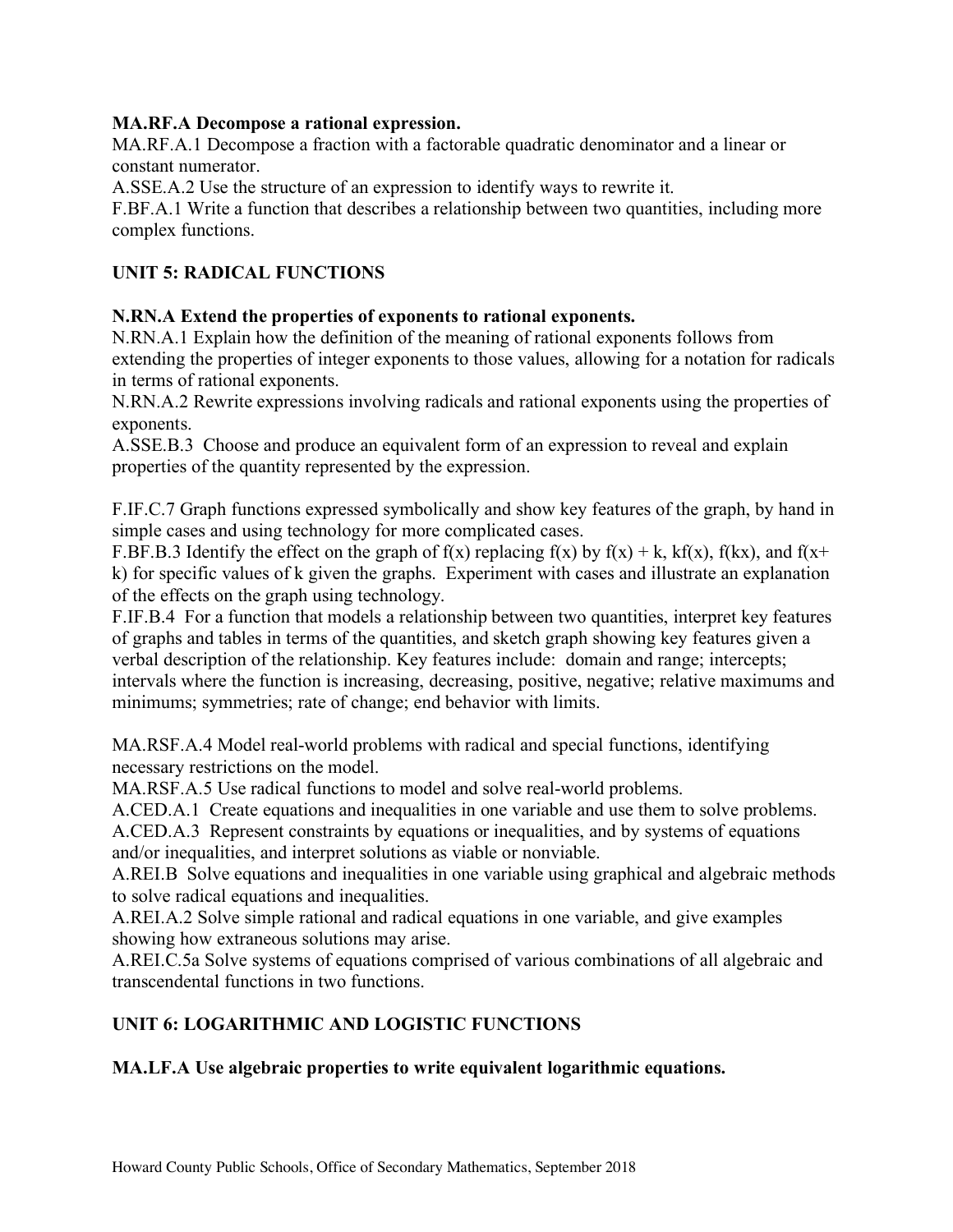**MA.RF.A Decompose a rational expression.**

MA.RF.A.1 Decompose a fraction with a factorable quadratic denominator and a linear or constant numerator.

A.SSE.A.2 Use the structure of an expression to identify ways to rewrite it.

F.BF.A.1 Write a function that describes a relationship between two quantities, including more complex functions.

## UNIT 5: RADICAL FUNCTIONS

**N.RN.A Extend the properties of exponents to rational exponents.**

N.RN.A.1 Explain how the definition of the meaning of rational exponents follows from extending the properties of integer exponents to those values, allowing for a notation for radicals in terms of rational exponents.

N.RN.A.2 Rewrite expressions involving radicals and rational exponents using the properties of exponents.

A.SSE.B.3 Choose and produce an equivalent form of an expression to reveal and explain properties of the quantity represented by the expression.

F.IF.C.7 Graph functions expressed symbolically and show key features of the graph, by hand in simple cases and using technology for more complicated cases.

F.BF.B.3 Identify the effect on the graph of $f(x)$ replacing $f(x)$ by $f(x) + k$, $kf(x)$, $f(kx)$, and $f(x+k)$ for specific values of k given the graphs. Experiment with cases and illustrate an explanation of the effects on the graph using technology.

F.IF.B.4 For a function that models a relationship between two quantities, interpret key features of graphs and tables in terms of the quantities, and sketch graph showing key features given a verbal description of the relationship. Key features include: domain and range; intercepts; intervals where the function is increasing, decreasing, positive, negative; relative maximums and minimums; symmetries; rate of change; end behavior with limits.

MA.RSF.A.4 Model real-world problems with radical and special functions, identifying necessary restrictions on the model.

MA.RSF.A.5 Use radical functions to model and solve real-world problems.

A.CED.A.1 Create equations and inequalities in one variable and use them to solve problems.

A.CED.A.3 Represent constraints by equations or inequalities, and by systems of equations and/or inequalities, and interpret solutions as viable or nonviable.

A.REI.B Solve equations and inequalities in one variable using graphical and algebraic methods to solve radical equations and inequalities.

A.REI.A.2 Solve simple rational and radical equations in one variable, and give examples showing how extraneous solutions may arise.

A.REI.C.5a Solve systems of equations comprised of various combinations of all algebraic and transcendental functions in two functions.

## UNIT 6: LOGARITHMIC AND LOGISTIC FUNCTIONS

**MA.LF.A Use algebraic properties to write equivalent logarithmic equations.**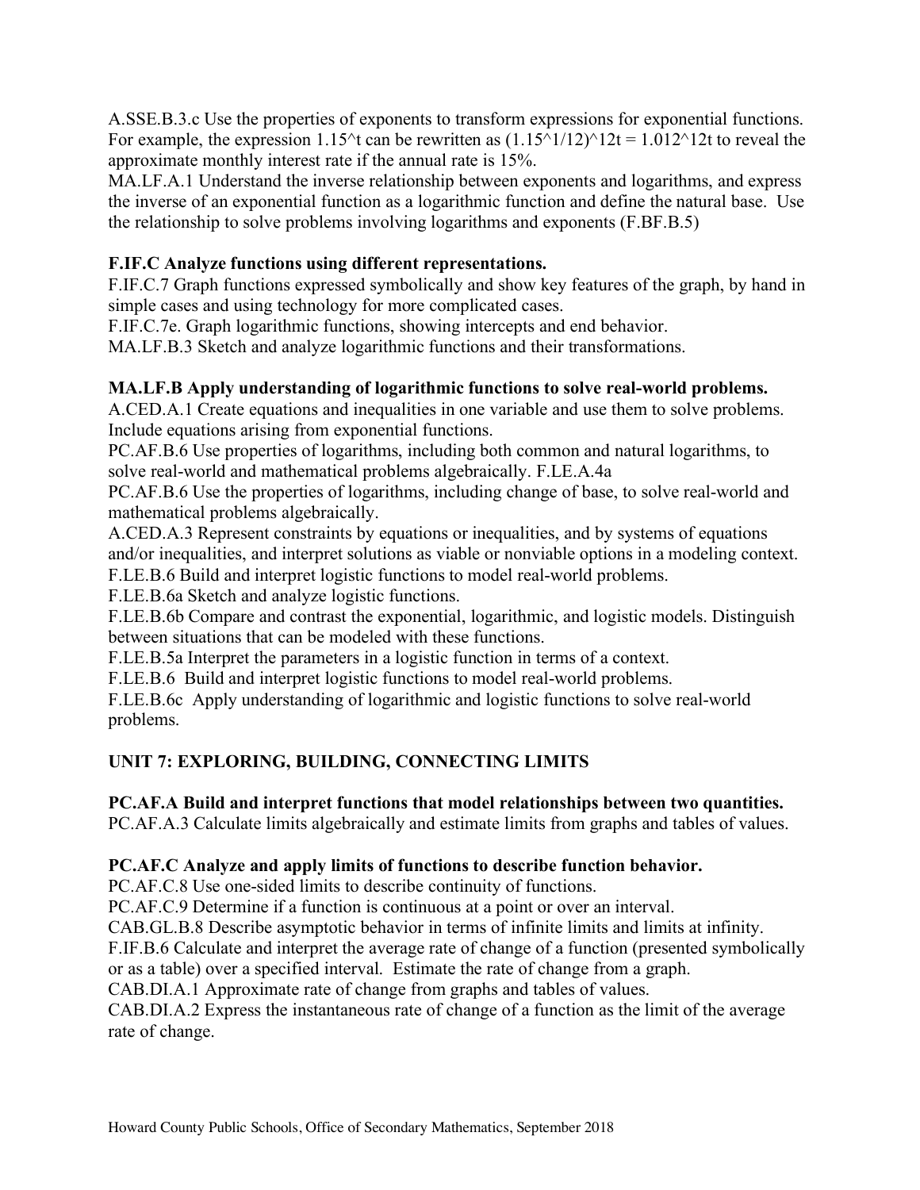A.SSE.B.3.c Use the properties of exponents to transform expressions for exponential functions. For example, the expression $1.15^t$ can be rewritten as $(1.15^{1/12})^{12t} = 1.012^{12t}$ to reveal the approximate monthly interest rate if the annual rate is 15%.
MA.LF.A.1 Understand the inverse relationship between exponents and logarithms, and express the inverse of an exponential function as a logarithmic function and define the natural base. Use the relationship to solve problems involving logarithms and exponents (F.BF.B.5)

**F.IF.C Analyze functions using different representations.**
F.IF.C.7 Graph functions expressed symbolically and show key features of the graph, by hand in simple cases and using technology for more complicated cases.
F.IF.C.7e. Graph logarithmic functions, showing intercepts and end behavior.
MA.LF.B.3 Sketch and analyze logarithmic functions and their transformations.

**MA.LF.B Apply understanding of logarithmic functions to solve real-world problems.**
A.CED.A.1 Create equations and inequalities in one variable and use them to solve problems. Include equations arising from exponential functions.
PC.AF.B.6 Use properties of logarithms, including both common and natural logarithms, to solve real-world and mathematical problems algebraically. F.LE.A.4a
PC.AF.B.6 Use the properties of logarithms, including change of base, to solve real-world and mathematical problems algebraically.
A.CED.A.3 Represent constraints by equations or inequalities, and by systems of equations and/or inequalities, and interpret solutions as viable or nonviable options in a modeling context.
F.LE.B.6 Build and interpret logistic functions to model real-world problems.
F.LE.B.6a Sketch and analyze logistic functions.
F.LE.B.6b Compare and contrast the exponential, logarithmic, and logistic models. Distinguish between situations that can be modeled with these functions.
F.LE.B.5a Interpret the parameters in a logistic function in terms of a context.
F.LE.B.6 Build and interpret logistic functions to model real-world problems.
F.LE.B.6c Apply understanding of logarithmic and logistic functions to solve real-world problems.

## UNIT 7: EXPLORING, BUILDING, CONNECTING LIMITS

**PC.AF.A Build and interpret functions that model relationships between two quantities.**
PC.AF.A.3 Calculate limits algebraically and estimate limits from graphs and tables of values.

**PC.AF.C Analyze and apply limits of functions to describe function behavior.**
PC.AF.C.8 Use one-sided limits to describe continuity of functions.
PC.AF.C.9 Determine if a function is continuous at a point or over an interval.
CAB.GL.B.8 Describe asymptotic behavior in terms of infinite limits and limits at infinity.
F.IF.B.6 Calculate and interpret the average rate of change of a function (presented symbolically or as a table) over a specified interval. Estimate the rate of change from a graph.
CAB.DI.A.1 Approximate rate of change from graphs and tables of values.
CAB.DI.A.2 Express the instantaneous rate of change of a function as the limit of the average rate of change.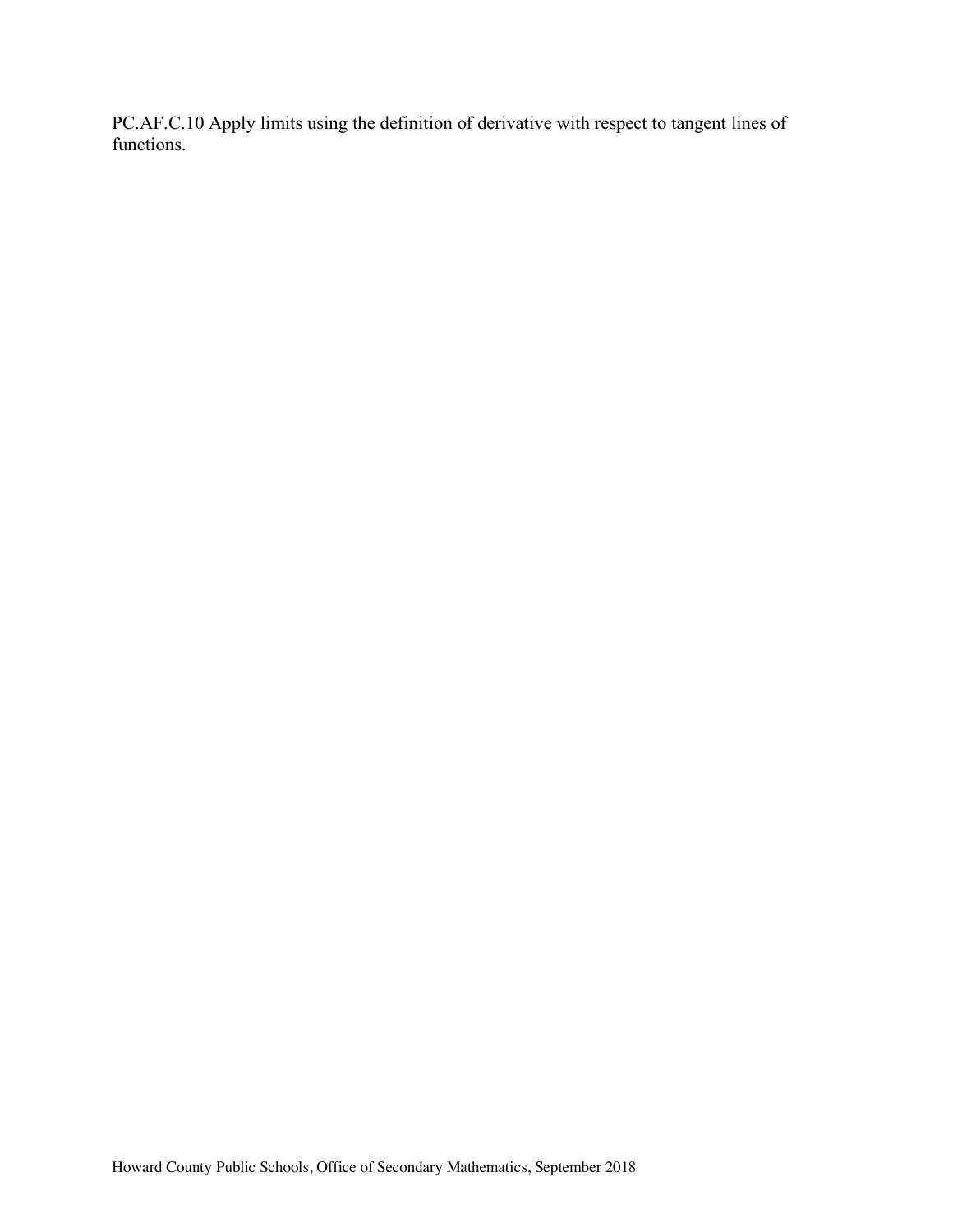PC.AF.C.10 Apply limits using the definition of derivative with respect to tangent lines of functions.